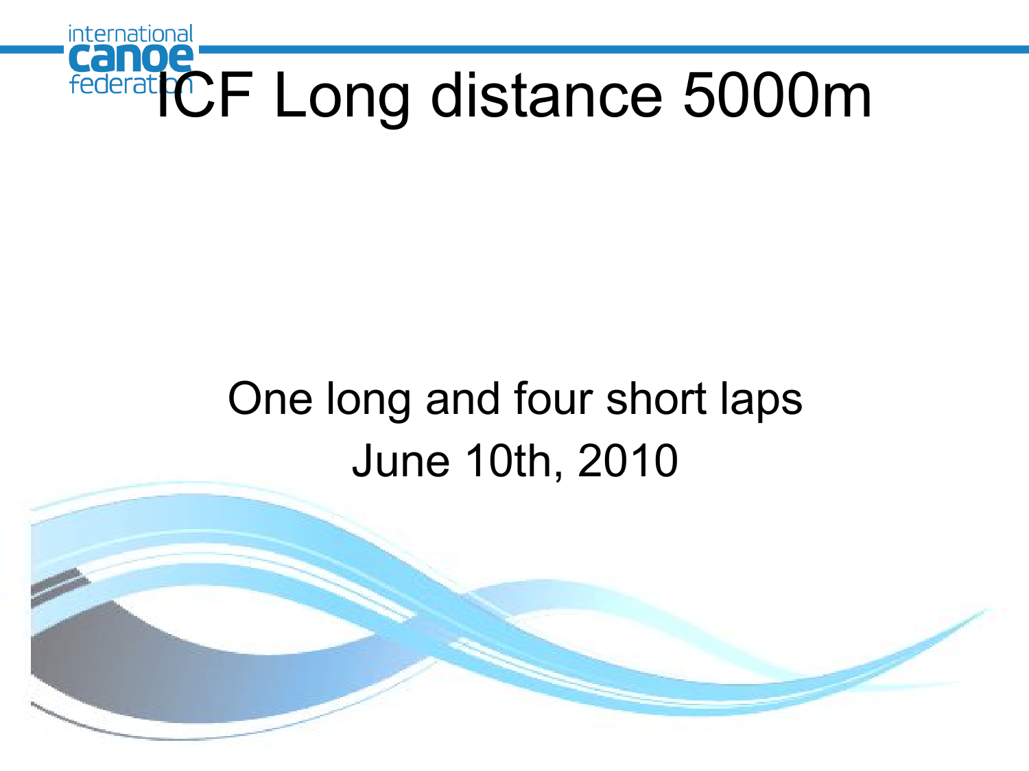# ICF Long distance 5000m

One long and four short laps

June 10th, 2010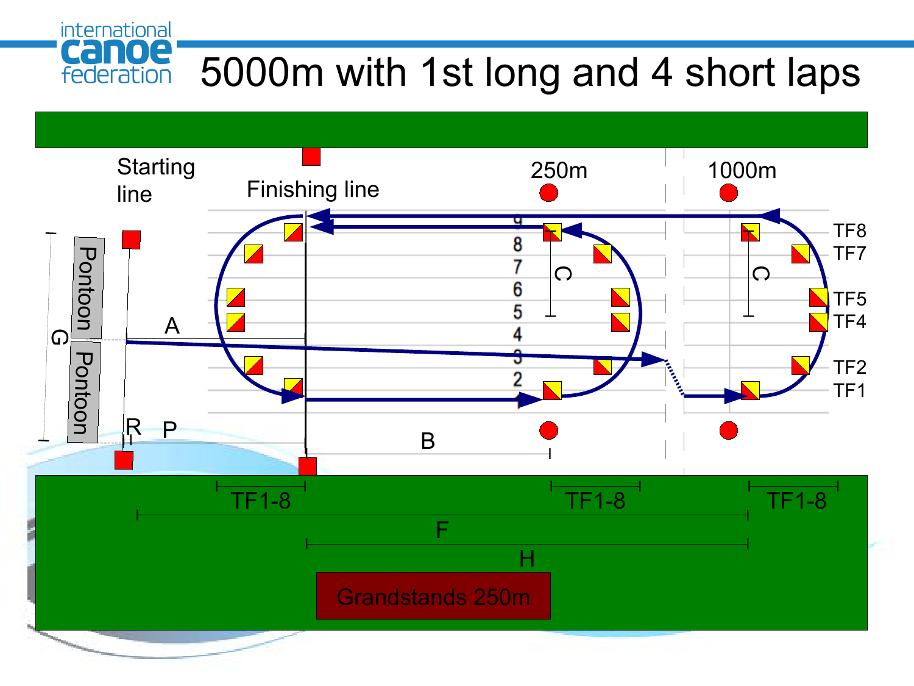# 5000m with 1st long and 4 short laps

Starting line

Finishing line

250m

1000m

Pontoon

Pontoon

G

A

R

P

B

C

C

9
8
7
6
5
4
3
2
1

TF8
TF7
TF5
TF4
TF2
TF1

TF1-8

TF1-8

TF1-8

F

H

Grandstands 250m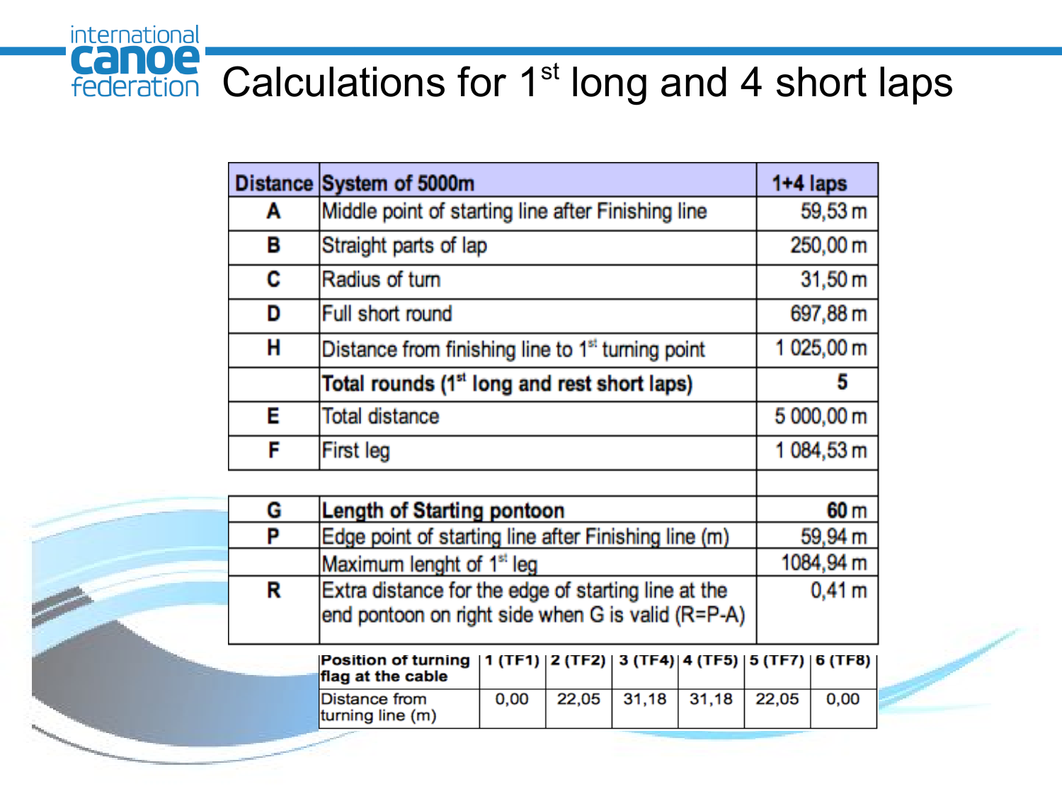# Calculations for 1st long and 4 short laps

| Distance | System of 5000m | 1+4 laps |
|---|---|---|
| A | Middle point of starting line after Finishing line | 59,53 m |
| B | Straight parts of lap | 250,00 m |
| C | Radius of turn | 31,50 m |
| D | Full short round | 697,88 m |
| H | Distance from finishing line to 1st turning point | 1 025,00 m |
| | **Total rounds (1st long and rest short laps)** | **5** |
| E | Total distance | 5 000,00 m |
| F | First leg | 1 084,53 m |
| | | |
| G | **Length of Starting pontoon** | **60** m |
| P | Edge point of starting line after Finishing line (m) | 59,94 m |
| | Maximum lenght of 1st leg | 1084,94 m |
| R | Extra distance for the edge of starting line at the end pontoon on right side when G is valid (R=P-A) | 0,41 m |

| Position of turning flag at the cable | 1 (TF1) | 2 (TF2) | 3 (TF4) | 4 (TF5) | 5 (TF7) | 6 (TF8) |
|---|---|---|---|---|---|---|
| Distance from turning line (m) | 0,00 | 22,05 | 31,18 | 31,18 | 22,05 | 0,00 |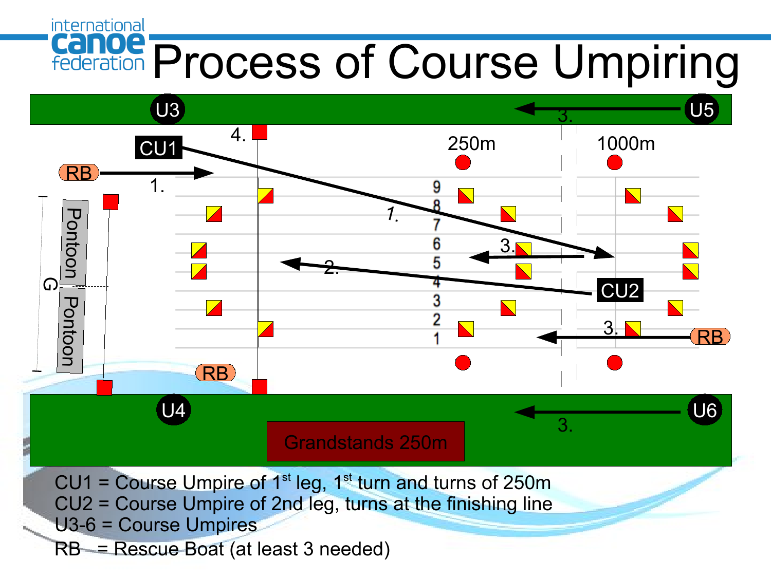# Process of Course Umpiring

U3 U5 U4 U6

CU1 CU2

RB RB RB

250m 1000m

Pontoon Pontoon G

Grandstands 250m

1. 2. 3. 4.

9 8 7 6 5 4 3 2 1

CU1 = Course Umpire of 1st leg, 1st turn and turns of 250m
CU2 = Course Umpire of 2nd leg, turns at the finishing line
U3-6 = Course Umpires
RB = Rescue Boat (at least 3 needed)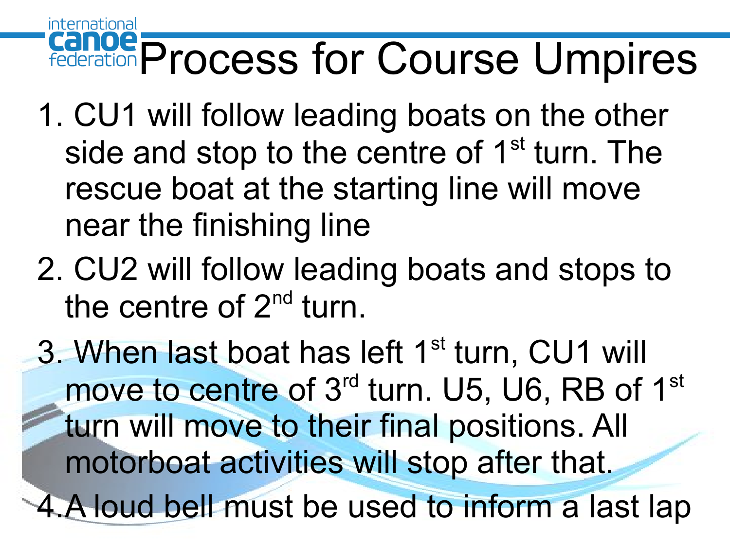# Process for Course Umpires

1. CU1 will follow leading boats on the other side and stop to the centre of 1st turn. The rescue boat at the starting line will move near the finishing line
2. CU2 will follow leading boats and stops to the centre of 2nd turn.
3. When last boat has left 1st turn, CU1 will move to centre of 3rd turn. U5, U6, RB of 1st turn will move to their final positions. All motorboat activities will stop after that.
4. A loud bell must be used to inform a last lap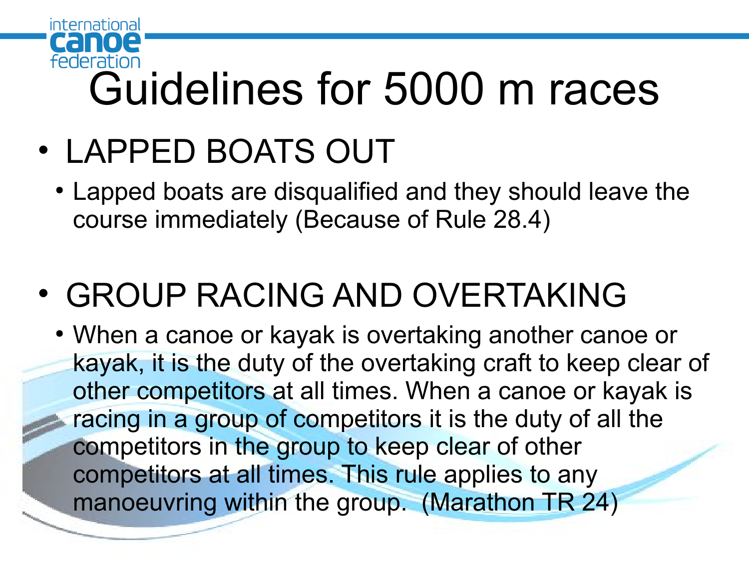# Guidelines for 5000 m races

- LAPPED BOATS OUT
  - Lapped boats are disqualified and they should leave the course immediately (Because of Rule 28.4)

- GROUP RACING AND OVERTAKING
  - When a canoe or kayak is overtaking another canoe or kayak, it is the duty of the overtaking craft to keep clear of other competitors at all times. When a canoe or kayak is racing in a group of competitors it is the duty of all the competitors in the group to keep clear of other competitors at all times. This rule applies to any manoeuvring within the group. (Marathon TR 24)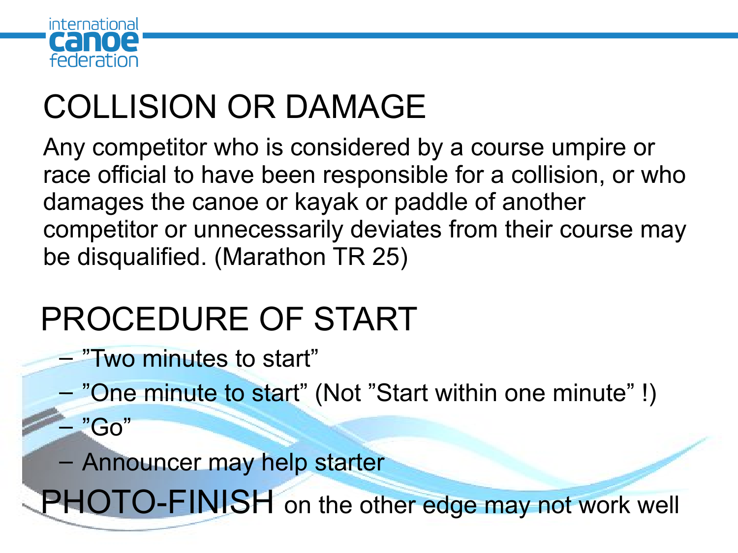## COLLISION OR DAMAGE

Any competitor who is considered by a course umpire or race official to have been responsible for a collision, or who damages the canoe or kayak or paddle of another competitor or unnecessarily deviates from their course may be disqualified. (Marathon TR 25)

## PROCEDURE OF START

- ”Two minutes to start”
- ”One minute to start” (Not ”Start within one minute” !)
- ”Go”
- Announcer may help starter

## PHOTO-FINISH on the other edge may not work well